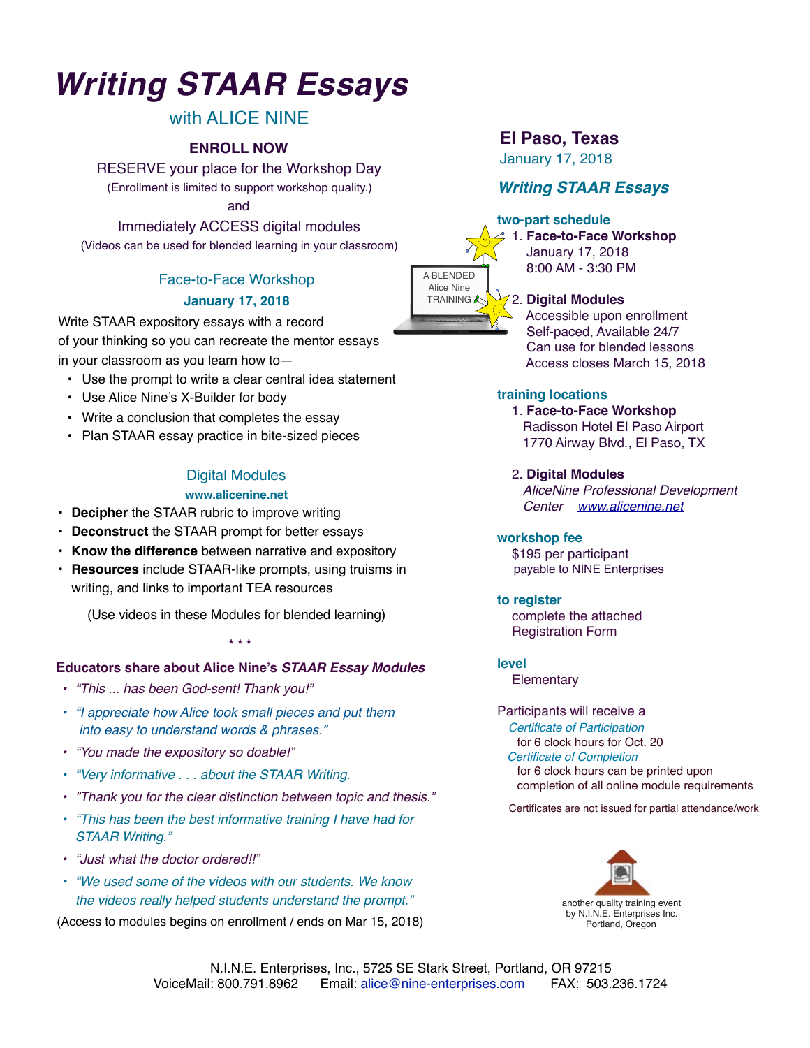# Writing STAAR Essays

## with ALICE NINE

**ENROLL NOW**

RESERVE your place for the Workshop Day

(Enrollment is limited to support workshop quality.)

and

Immediately ACCESS digital modules

(Videos can be used for blended learning in your classroom)

### Face-to-Face Workshop

**January 17, 2018**

Write STAAR expository essays with a record of your thinking so you can recreate the mentor essays in your classroom as you learn how to—

- Use the prompt to write a clear central idea statement
- Use Alice Nine's X-Builder for body
- Write a conclusion that completes the essay
- Plan STAAR essay practice in bite-sized pieces

### Digital Modules

**www.alicenine.net**

- **Decipher** the STAAR rubric to improve writing
- **Deconstruct** the STAAR prompt for better essays
- **Know the difference** between narrative and expository
- **Resources** include STAAR-like prompts, using truisms in writing, and links to important TEA resources

(Use videos in these Modules for blended learning)

\* \* \*

**Educators share about Alice Nine's *STAAR Essay Modules***

- *"This ... has been God-sent! Thank you!"*
- *"I appreciate how Alice took small pieces and put them into easy to understand words & phrases."*
- *"You made the expository so doable!"*
- *"Very informative . . . about the STAAR Writing.*
- *"Thank you for the clear distinction between topic and thesis."*
- *"This has been the best informative training I have had for STAAR Writing."*
- *"Just what the doctor ordered!!"*
- *"We used some of the videos with our students. We know the videos really helped students understand the prompt."*

(Access to modules begins on enrollment / ends on Mar 15, 2018)

A BLENDED Alice Nine TRAINING

## El Paso, Texas

January 17, 2018

***Writing STAAR Essays***

**two-part schedule**

1. **Face-to-Face Workshop**
   January 17, 2018
   8:00 AM - 3:30 PM
2. **Digital Modules**
   Accessible upon enrollment
   Self-paced, Available 24/7
   Can use for blended lessons
   Access closes March 15, 2018

**training locations**

1. **Face-to-Face Workshop**
   Radisson Hotel El Paso Airport
   1770 Airway Blvd., El Paso, TX
2. **Digital Modules**
   *AliceNine Professional Development Center www.alicenine.net*

**workshop fee**

$195 per participant
payable to NINE Enterprises

**to register**

complete the attached Registration Form

**level**

Elementary

Participants will receive a

*Certificate of Participation*
for 6 clock hours for Oct. 20

*Certificate of Completion*
for 6 clock hours can be printed upon completion of all online module requirements

Certificates are not issued for partial attendance/work

another quality training event by N.I.N.E. Enterprises Inc. Portland, Oregon

N.I.N.E. Enterprises, Inc., 5725 SE Stark Street, Portland, OR 97215
VoiceMail: 800.791.8962 Email: alice@nine-enterprises.com FAX: 503.236.1724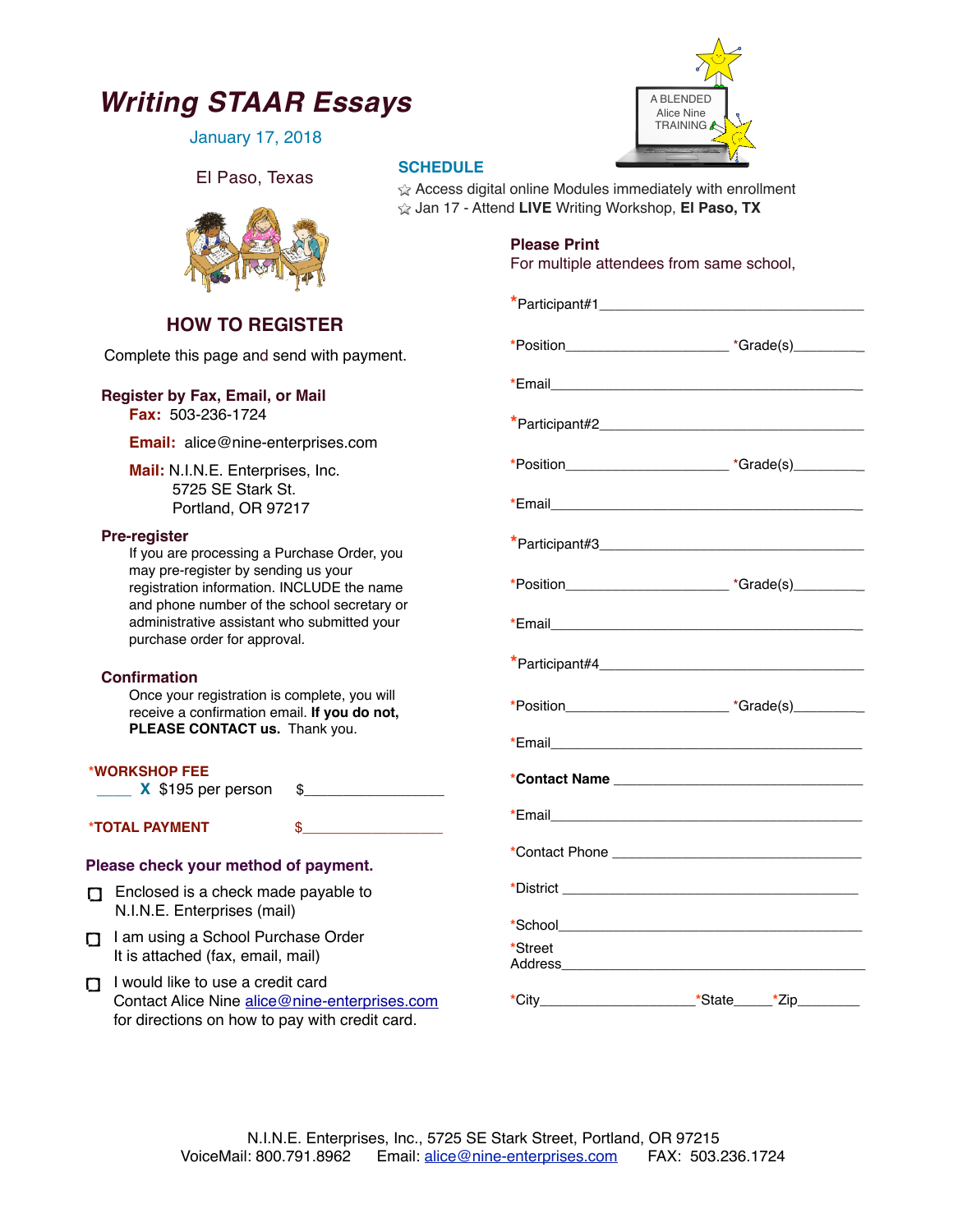# *Writing STAAR Essays*

January 17, 2018

El Paso, Texas

A BLENDED Alice Nine TRAINING

## SCHEDULE

☆ Access digital online Modules immediately with enrollment
☆ Jan 17 - Attend **LIVE** Writing Workshop, **El Paso, TX**

## HOW TO REGISTER

Complete this page and send with payment.

**Register by Fax, Email, or Mail**

**Fax:** 503-236-1724

**Email:** alice@nine-enterprises.com

**Mail:** N.I.N.E. Enterprises, Inc.
5725 SE Stark St.
Portland, OR 97217

**Pre-register**

If you are processing a Purchase Order, you may pre-register by sending us your registration information. INCLUDE the name and phone number of the school secretary or administrative assistant who submitted your purchase order for approval.

**Confirmation**

Once your registration is complete, you will receive a confirmation email. **If you do not, PLEASE CONTACT us.** Thank you.

***WORKSHOP FEE**

____ **X** $195 per person $________________

***TOTAL PAYMENT** $________________

**Please check your method of payment.**

☐ Enclosed is a check made payable to N.I.N.E. Enterprises (mail)

☐ I am using a School Purchase Order It is attached (fax, email, mail)

☐ I would like to use a credit card Contact Alice Nine alice@nine-enterprises.com for directions on how to pay with credit card.

**Please Print**

For multiple attendees from same school,

*Participant#1________________________________

*Position____________________ *Grade(s)_________

*Email________________________________________

*Participant#2________________________________

*Position____________________ *Grade(s)_________

*Email________________________________________

*Participant#3________________________________

*Position____________________ *Grade(s)_________

*Email________________________________________

*Participant#4________________________________

*Position____________________ *Grade(s)_________

*Email________________________________________

***Contact Name** ______________________________

*Email________________________________________

*Contact Phone _______________________________

*District ______________________________________

*School_______________________________________

*Street Address________________________________

*City___________________*State_____*Zip________

N.I.N.E. Enterprises, Inc., 5725 SE Stark Street, Portland, OR 97215
VoiceMail: 800.791.8962 Email: alice@nine-enterprises.com FAX: 503.236.1724